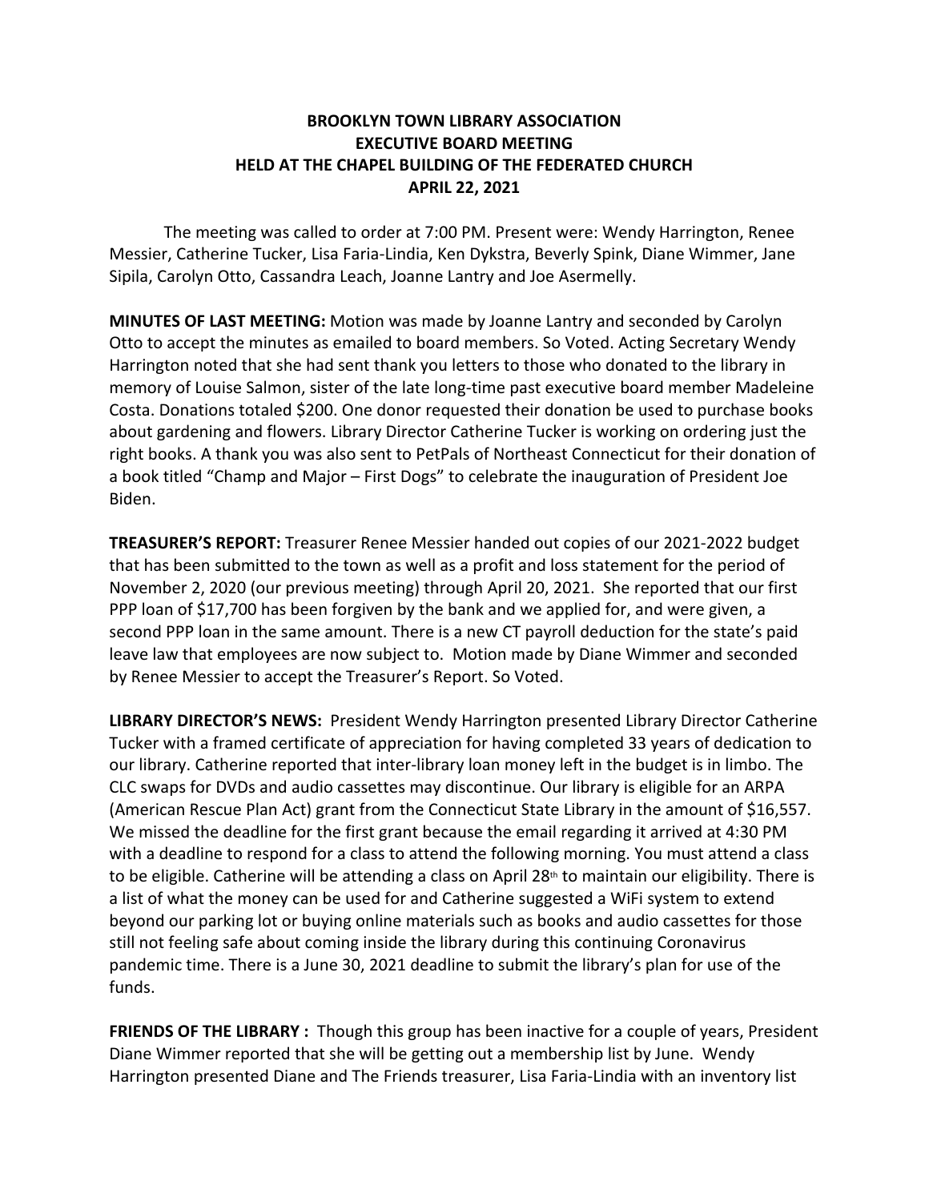# BROOKLYN TOWN LIBRARY ASSOCIATION
# EXECUTIVE BOARD MEETING
# HELD AT THE CHAPEL BUILDING OF THE FEDERATED CHURCH
# APRIL 22, 2021

The meeting was called to order at 7:00 PM. Present were: Wendy Harrington, Renee Messier, Catherine Tucker, Lisa Faria-Lindia, Ken Dykstra, Beverly Spink, Diane Wimmer, Jane Sipila, Carolyn Otto, Cassandra Leach, Joanne Lantry and Joe Asermelly.

**MINUTES OF LAST MEETING:** Motion was made by Joanne Lantry and seconded by Carolyn Otto to accept the minutes as emailed to board members. So Voted. Acting Secretary Wendy Harrington noted that she had sent thank you letters to those who donated to the library in memory of Louise Salmon, sister of the late long-time past executive board member Madeleine Costa. Donations totaled $200. One donor requested their donation be used to purchase books about gardening and flowers. Library Director Catherine Tucker is working on ordering just the right books. A thank you was also sent to PetPals of Northeast Connecticut for their donation of a book titled "Champ and Major – First Dogs" to celebrate the inauguration of President Joe Biden.

**TREASURER'S REPORT:** Treasurer Renee Messier handed out copies of our 2021-2022 budget that has been submitted to the town as well as a profit and loss statement for the period of November 2, 2020 (our previous meeting) through April 20, 2021. She reported that our first PPP loan of $17,700 has been forgiven by the bank and we applied for, and were given, a second PPP loan in the same amount. There is a new CT payroll deduction for the state's paid leave law that employees are now subject to. Motion made by Diane Wimmer and seconded by Renee Messier to accept the Treasurer's Report. So Voted.

**LIBRARY DIRECTOR'S NEWS:** President Wendy Harrington presented Library Director Catherine Tucker with a framed certificate of appreciation for having completed 33 years of dedication to our library. Catherine reported that inter-library loan money left in the budget is in limbo. The CLC swaps for DVDs and audio cassettes may discontinue. Our library is eligible for an ARPA (American Rescue Plan Act) grant from the Connecticut State Library in the amount of $16,557. We missed the deadline for the first grant because the email regarding it arrived at 4:30 PM with a deadline to respond for a class to attend the following morning. You must attend a class to be eligible. Catherine will be attending a class on April 28th to maintain our eligibility. There is a list of what the money can be used for and Catherine suggested a WiFi system to extend beyond our parking lot or buying online materials such as books and audio cassettes for those still not feeling safe about coming inside the library during this continuing Coronavirus pandemic time. There is a June 30, 2021 deadline to submit the library's plan for use of the funds.

**FRIENDS OF THE LIBRARY :** Though this group has been inactive for a couple of years, President Diane Wimmer reported that she will be getting out a membership list by June. Wendy Harrington presented Diane and The Friends treasurer, Lisa Faria-Lindia with an inventory list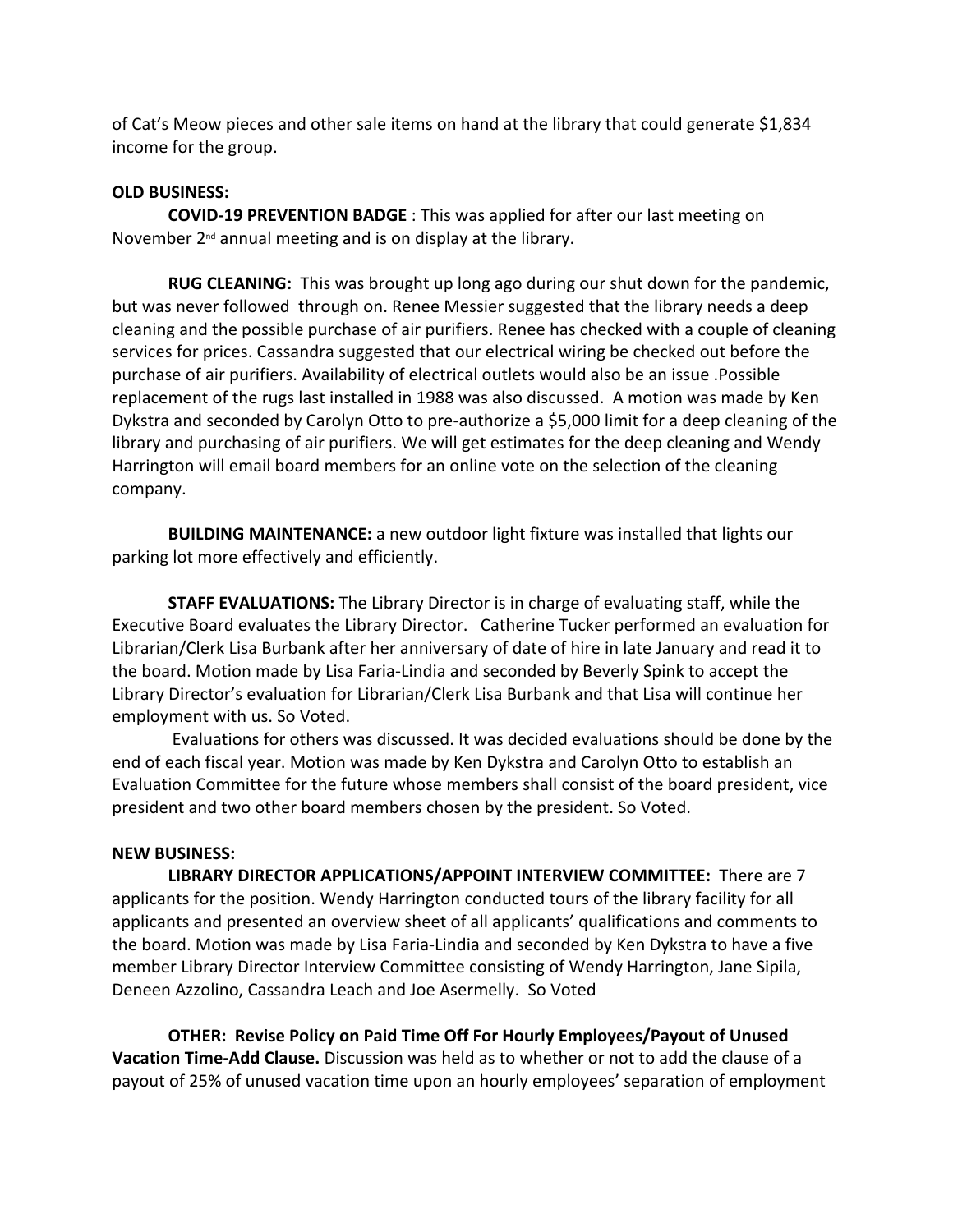of Cat's Meow pieces and other sale items on hand at the library that could generate $1,834 income for the group.

**OLD BUSINESS:**

**COVID-19 PREVENTION BADGE** : This was applied for after our last meeting on November 2nd annual meeting and is on display at the library.

**RUG CLEANING:** This was brought up long ago during our shut down for the pandemic, but was never followed through on. Renee Messier suggested that the library needs a deep cleaning and the possible purchase of air purifiers. Renee has checked with a couple of cleaning services for prices. Cassandra suggested that our electrical wiring be checked out before the purchase of air purifiers. Availability of electrical outlets would also be an issue .Possible replacement of the rugs last installed in 1988 was also discussed. A motion was made by Ken Dykstra and seconded by Carolyn Otto to pre-authorize a $5,000 limit for a deep cleaning of the library and purchasing of air purifiers. We will get estimates for the deep cleaning and Wendy Harrington will email board members for an online vote on the selection of the cleaning company.

**BUILDING MAINTENANCE:** a new outdoor light fixture was installed that lights our parking lot more effectively and efficiently.

**STAFF EVALUATIONS:** The Library Director is in charge of evaluating staff, while the Executive Board evaluates the Library Director. Catherine Tucker performed an evaluation for Librarian/Clerk Lisa Burbank after her anniversary of date of hire in late January and read it to the board. Motion made by Lisa Faria-Lindia and seconded by Beverly Spink to accept the Library Director's evaluation for Librarian/Clerk Lisa Burbank and that Lisa will continue her employment with us. So Voted.

Evaluations for others was discussed. It was decided evaluations should be done by the end of each fiscal year. Motion was made by Ken Dykstra and Carolyn Otto to establish an Evaluation Committee for the future whose members shall consist of the board president, vice president and two other board members chosen by the president. So Voted.

**NEW BUSINESS:**

**LIBRARY DIRECTOR APPLICATIONS/APPOINT INTERVIEW COMMITTEE:** There are 7 applicants for the position. Wendy Harrington conducted tours of the library facility for all applicants and presented an overview sheet of all applicants' qualifications and comments to the board. Motion was made by Lisa Faria-Lindia and seconded by Ken Dykstra to have a five member Library Director Interview Committee consisting of Wendy Harrington, Jane Sipila, Deneen Azzolino, Cassandra Leach and Joe Asermelly. So Voted

**OTHER: Revise Policy on Paid Time Off For Hourly Employees/Payout of Unused Vacation Time-Add Clause.** Discussion was held as to whether or not to add the clause of a payout of 25% of unused vacation time upon an hourly employees' separation of employment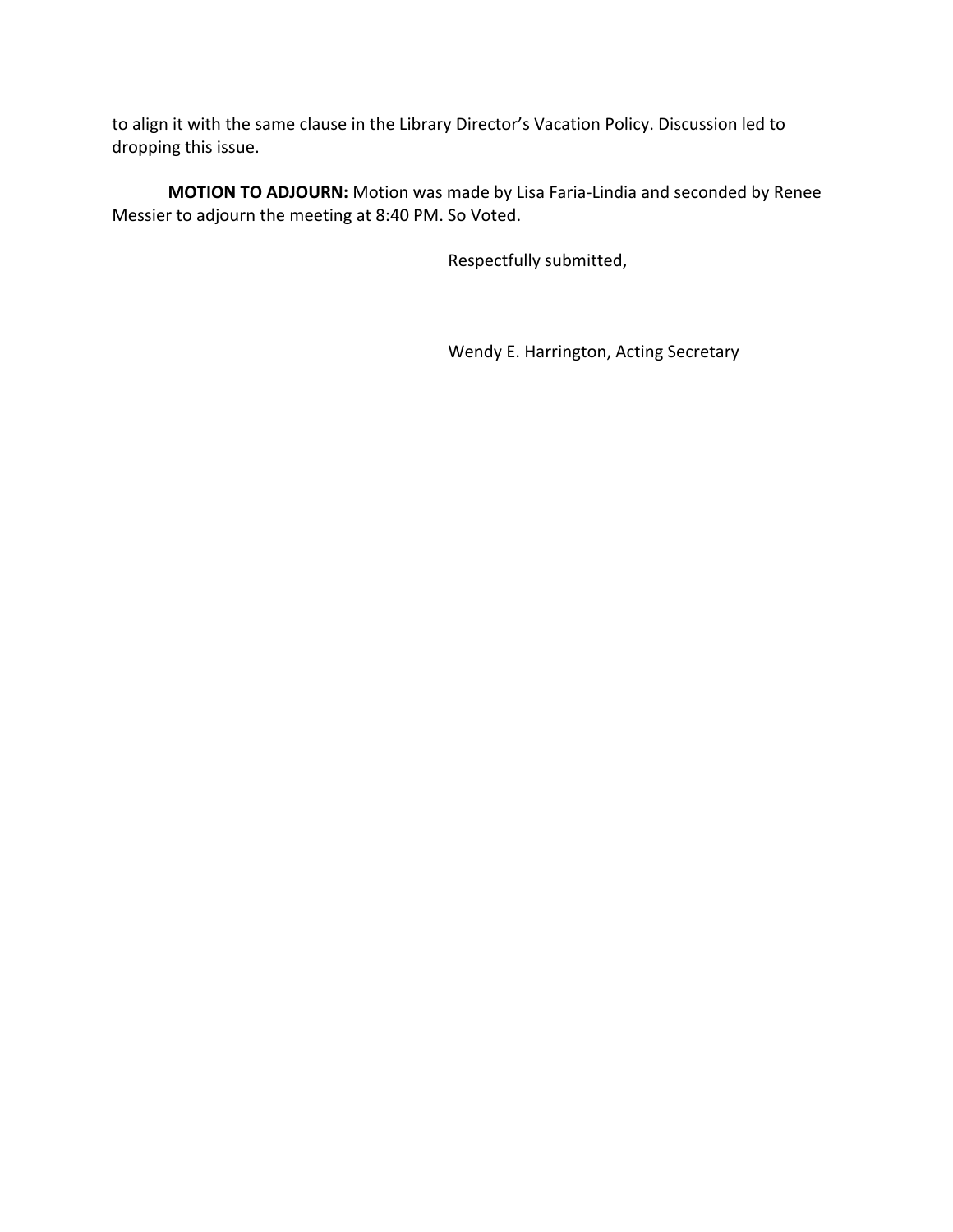to align it with the same clause in the Library Director's Vacation Policy. Discussion led to dropping this issue.

**MOTION TO ADJOURN:** Motion was made by Lisa Faria-Lindia and seconded by Renee Messier to adjourn the meeting at 8:40 PM. So Voted.

Respectfully submitted,

Wendy E. Harrington, Acting Secretary